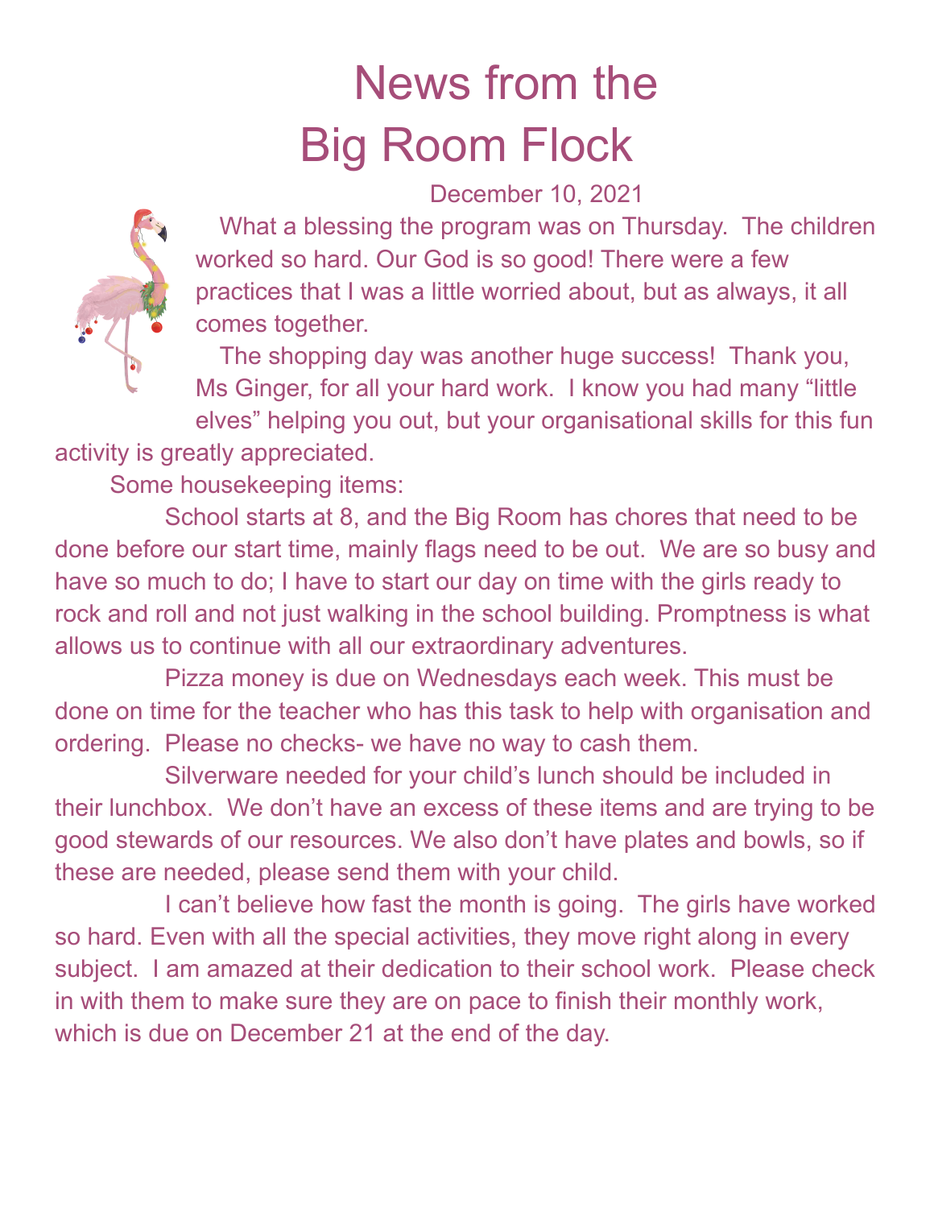# News from the Big Room Flock

December 10, 2021

What a blessing the program was on Thursday. The children worked so hard. Our God is so good! There were a few practices that I was a little worried about, but as always, it all comes together.

The shopping day was another huge success! Thank you, Ms Ginger, for all your hard work. I know you had many "little elves" helping you out, but your organisational skills for this fun activity is greatly appreciated.

Some housekeeping items:

School starts at 8, and the Big Room has chores that need to be done before our start time, mainly flags need to be out. We are so busy and have so much to do; I have to start our day on time with the girls ready to rock and roll and not just walking in the school building. Promptness is what allows us to continue with all our extraordinary adventures.

Pizza money is due on Wednesdays each week. This must be done on time for the teacher who has this task to help with organisation and ordering. Please no checks- we have no way to cash them.

Silverware needed for your child's lunch should be included in their lunchbox. We don't have an excess of these items and are trying to be good stewards of our resources. We also don't have plates and bowls, so if these are needed, please send them with your child.

I can't believe how fast the month is going. The girls have worked so hard. Even with all the special activities, they move right along in every subject. I am amazed at their dedication to their school work. Please check in with them to make sure they are on pace to finish their monthly work, which is due on December 21 at the end of the day.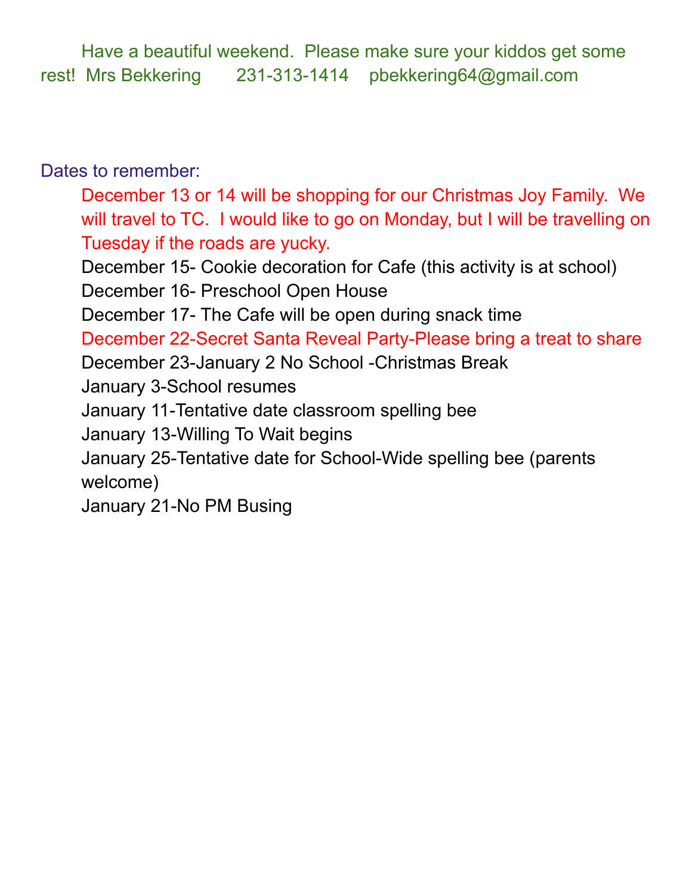Have a beautiful weekend. Please make sure your kiddos get some rest! Mrs Bekkering 231-313-1414 pbekkering64@gmail.com

Dates to remember:

- December 13 or 14 will be shopping for our Christmas Joy Family. We will travel to TC. I would like to go on Monday, but I will be travelling on Tuesday if the roads are yucky.
- December 15- Cookie decoration for Cafe (this activity is at school)
- December 16- Preschool Open House
- December 17- The Cafe will be open during snack time
- December 22-Secret Santa Reveal Party-Please bring a treat to share
- December 23-January 2 No School -Christmas Break
- January 3-School resumes
- January 11-Tentative date classroom spelling bee
- January 13-Willing To Wait begins
- January 25-Tentative date for School-Wide spelling bee (parents welcome)
- January 21-No PM Busing